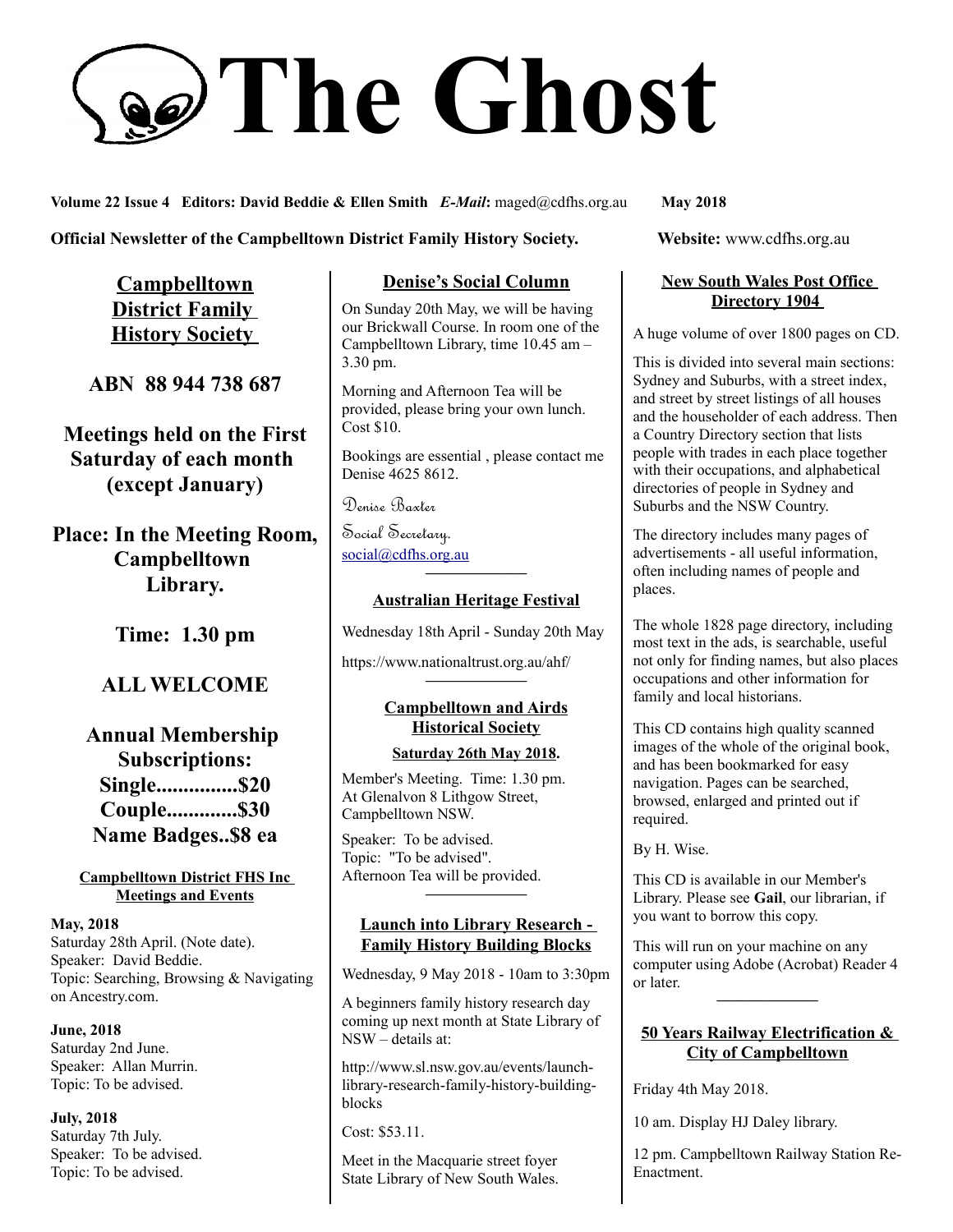# The Ghost

**Volume 22 Issue 4 Editors: David Beddie & Ellen Smith** ***E-Mail*****:** maged@cdfhs.org.au **May 2018**

**Official Newsletter of the Campbelltown District Family History Society.** **Website:** www.cdfhs.org.au

## Campbelltown District Family History Society

**ABN 88 944 738 687**

**Meetings held on the First Saturday of each month (except January)**

**Place: In the Meeting Room, Campbelltown Library.**

**Time: 1.30 pm**

**ALL WELCOME**

**Annual Membership Subscriptions:**
**Single...............$20**
**Couple.............$30**
**Name Badges..$8 ea**

### Campbelltown District FHS Inc Meetings and Events

**May, 2018**
Saturday 28th April. (Note date).
Speaker: David Beddie.
Topic: Searching, Browsing & Navigating on Ancestry.com.

**June, 2018**
Saturday 2nd June.
Speaker: Allan Murrin.
Topic: To be advised.

**July, 2018**
Saturday 7th July.
Speaker: To be advised.
Topic: To be advised.

### Denise's Social Column

On Sunday 20th May, we will be having our Brickwall Course. In room one of the Campbelltown Library, time 10.45 am – 3.30 pm.

Morning and Afternoon Tea will be provided, please bring your own lunch. Cost $10.

Bookings are essential , please contact me Denise 4625 8612.

Denise Baxter
Social Secretary.
social@cdfhs.org.au

---

### Australian Heritage Festival

Wednesday 18th April - Sunday 20th May

https://www.nationaltrust.org.au/ahf/

---

### Campbelltown and Airds Historical Society

**Saturday 26th May 2018.**

Member's Meeting. Time: 1.30 pm.
At Glenalvon 8 Lithgow Street, Campbelltown NSW.

Speaker: To be advised.
Topic: "To be advised".
Afternoon Tea will be provided.

---

### Launch into Library Research - Family History Building Blocks

Wednesday, 9 May 2018 - 10am to 3:30pm

A beginners family history research day coming up next month at State Library of NSW – details at:

http://www.sl.nsw.gov.au/events/launch-library-research-family-history-building-blocks

Cost: $53.11.

Meet in the Macquarie street foyer State Library of New South Wales.

### New South Wales Post Office Directory 1904

A huge volume of over 1800 pages on CD.

This is divided into several main sections: Sydney and Suburbs, with a street index, and street by street listings of all houses and the householder of each address. Then a Country Directory section that lists people with trades in each place together with their occupations, and alphabetical directories of people in Sydney and Suburbs and the NSW Country.

The directory includes many pages of advertisements - all useful information, often including names of people and places.

The whole 1828 page directory, including most text in the ads, is searchable, useful not only for finding names, but also places occupations and other information for family and local historians.

This CD contains high quality scanned images of the whole of the original book, and has been bookmarked for easy navigation. Pages can be searched, browsed, enlarged and printed out if required.

By H. Wise.

This CD is available in our Member's Library. Please see **Gail**, our librarian, if you want to borrow this copy.

This will run on your machine on any computer using Adobe (Acrobat) Reader 4 or later.

---

### 50 Years Railway Electrification & City of Campbelltown

Friday 4th May 2018.

10 am. Display HJ Daley library.

12 pm. Campbelltown Railway Station Re-Enactment.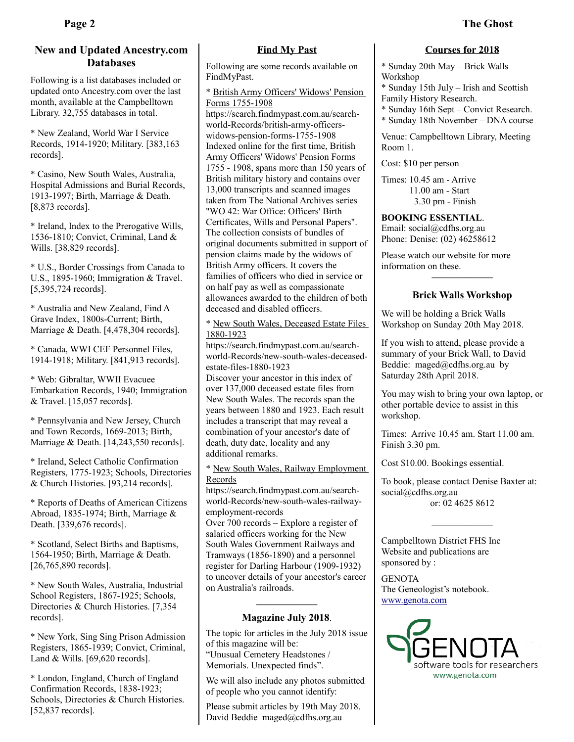## New and Updated Ancestry.com Databases

Following is a list databases included or updated onto Ancestry.com over the last month, available at the Campbelltown Library. 32,755 databases in total.

* New Zealand, World War I Service Records, 1914-1920; Military. [383,163 records].

* Casino, New South Wales, Australia, Hospital Admissions and Burial Records, 1913-1997; Birth, Marriage & Death. [8,873 records].

* Ireland, Index to the Prerogative Wills, 1536-1810; Convict, Criminal, Land & Wills. [38,829 records].

* U.S., Border Crossings from Canada to U.S., 1895-1960; Immigration & Travel. [5,395,724 records].

* Australia and New Zealand, Find A Grave Index, 1800s-Current; Birth, Marriage & Death. [4,478,304 records].

* Canada, WWI CEF Personnel Files, 1914-1918; Military. [841,913 records].

* Web: Gibraltar, WWII Evacuee Embarkation Records, 1940; Immigration & Travel. [15,057 records].

* Pennsylvania and New Jersey, Church and Town Records, 1669-2013; Birth, Marriage & Death. [14,243,550 records].

* Ireland, Select Catholic Confirmation Registers, 1775-1923; Schools, Directories & Church Histories. [93,214 records].

* Reports of Deaths of American Citizens Abroad, 1835-1974; Birth, Marriage & Death. [339,676 records].

* Scotland, Select Births and Baptisms, 1564-1950; Birth, Marriage & Death. [26,765,890 records].

* New South Wales, Australia, Industrial School Registers, 1867-1925; Schools, Directories & Church Histories. [7,354 records].

* New York, Sing Sing Prison Admission Registers, 1865-1939; Convict, Criminal, Land & Wills. [69,620 records].

* London, England, Church of England Confirmation Records, 1838-1923; Schools, Directories & Church Histories. [52,837 records].

## Find My Past

Following are some records available on FindMyPast.

* British Army Officers' Widows' Pension Forms 1755-1908
https://search.findmypast.com.au/search-world-Records/british-army-officers-widows-pension-forms-1755-1908
Indexed online for the first time, British Army Officers' Widows' Pension Forms 1755 - 1908, spans more than 150 years of British military history and contains over 13,000 transcripts and scanned images taken from The National Archives series "WO 42: War Office: Officers' Birth Certificates, Wills and Personal Papers". The collection consists of bundles of original documents submitted in support of pension claims made by the widows of British Army officers. It covers the families of officers who died in service or on half pay as well as compassionate allowances awarded to the children of both deceased and disabled officers.

* New South Wales, Deceased Estate Files 1880-1923
https://search.findmypast.com.au/search-world-Records/new-south-wales-deceased-estate-files-1880-1923
Discover your ancestor in this index of over 137,000 deceased estate files from New South Wales. The records span the years between 1880 and 1923. Each result includes a transcript that may reveal a combination of your ancestor's date of death, duty date, locality and any additional remarks.

* New South Wales, Railway Employment Records
https://search.findmypast.com.au/search-world-Records/new-south-wales-railway-employment-records
Over 700 records – Explore a register of salaried officers working for the New South Wales Government Railways and Tramways (1856-1890) and a personnel register for Darling Harbour (1909-1932) to uncover details of your ancestor's career on Australia's railroads.

---

## Magazine July 2018.

The topic for articles in the July 2018 issue of this magazine will be:
"Unusual Cemetery Headstones / Memorials. Unexpected finds".

We will also include any photos submitted of people who you cannot identify:

Please submit articles by 19th May 2018.
David Beddie maged@cdfhs.org.au

## Courses for 2018

* Sunday 20th May – Brick Walls Workshop
* Sunday 15th July – Irish and Scottish Family History Research.
* Sunday 16th Sept – Convict Research.
* Sunday 18th November – DNA course

Venue: Campbelltown Library, Meeting Room 1.

Cost: $10 per person

Times: 10.45 am - Arrive
11.00 am - Start
3.30 pm - Finish

**BOOKING ESSENTIAL**.
Email: social@cdfhs.org.au
Phone: Denise: (02) 46258612

Please watch our website for more information on these.

---

## Brick Walls Workshop

We will be holding a Brick Walls Workshop on Sunday 20th May 2018.

If you wish to attend, please provide a summary of your Brick Wall, to David Beddie: maged@cdfhs.org.au by Saturday 28th April 2018.

You may wish to bring your own laptop, or other portable device to assist in this workshop.

Times: Arrive 10.45 am. Start 11.00 am. Finish 3.30 pm.

Cost $10.00. Bookings essential.

To book, please contact Denise Baxter at: social@cdfhs.org.au
or: 02 4625 8612

---

Campbelltown District FHS Inc Website and publications are sponsored by :

GENOTA
The Geneologist's notebook.
www.genota.com

GENOTA
software tools for researchers
www.genota.com